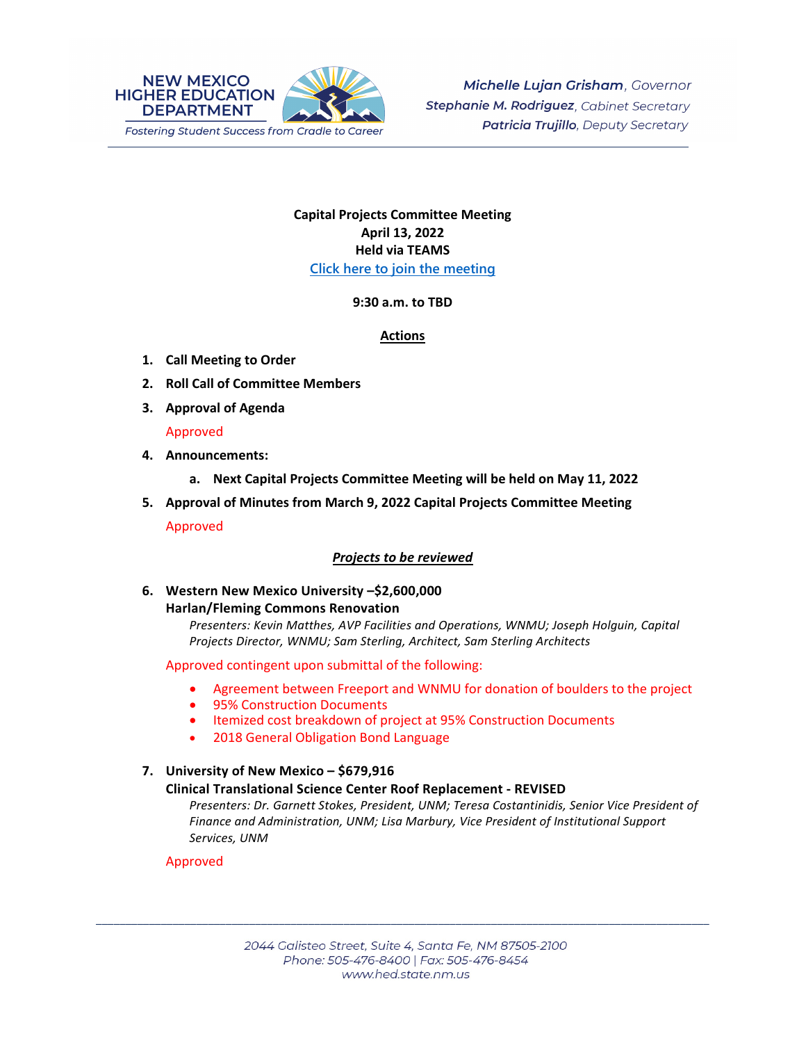NEW MEXICO HIGHER EDUCATION DEPARTMENT
*Fostering Student Success from Cradle to Career*

***Michelle Lujan Grisham**, Governor*
***Stephanie M. Rodriguez**, Cabinet Secretary*
***Patricia Trujillo**, Deputy Secretary*

**Capital Projects Committee Meeting**
**April 13, 2022**
**Held via TEAMS**
[Click here to join the meeting]

**9:30 a.m. to TBD**

## Actions

1. **Call Meeting to Order**
2. **Roll Call of Committee Members**
3. **Approval of Agenda**

   Approved

4. **Announcements:**
   a. **Next Capital Projects Committee Meeting will be held on May 11, 2022**
5. **Approval of Minutes from March 9, 2022 Capital Projects Committee Meeting**

   Approved

### *Projects to be reviewed*

6. **Western New Mexico University –$2,600,000**
   **Harlan/Fleming Commons Renovation**
   *Presenters: Kevin Matthes, AVP Facilities and Operations, WNMU; Joseph Holguin, Capital Projects Director, WNMU; Sam Sterling, Architect, Sam Sterling Architects*

   Approved contingent upon submittal of the following:

   - Agreement between Freeport and WNMU for donation of boulders to the project
   - 95% Construction Documents
   - Itemized cost breakdown of project at 95% Construction Documents
   - 2018 General Obligation Bond Language

7. **University of New Mexico – $679,916**
   **Clinical Translational Science Center Roof Replacement - REVISED**
   *Presenters: Dr. Garnett Stokes, President, UNM; Teresa Costantinidis, Senior Vice President of Finance and Administration, UNM; Lisa Marbury, Vice President of Institutional Support Services, UNM*

   Approved

2044 Galisteo Street, Suite 4, Santa Fe, NM 87505-2100
Phone: 505-476-8400 | Fax: 505-476-8454
www.hed.state.nm.us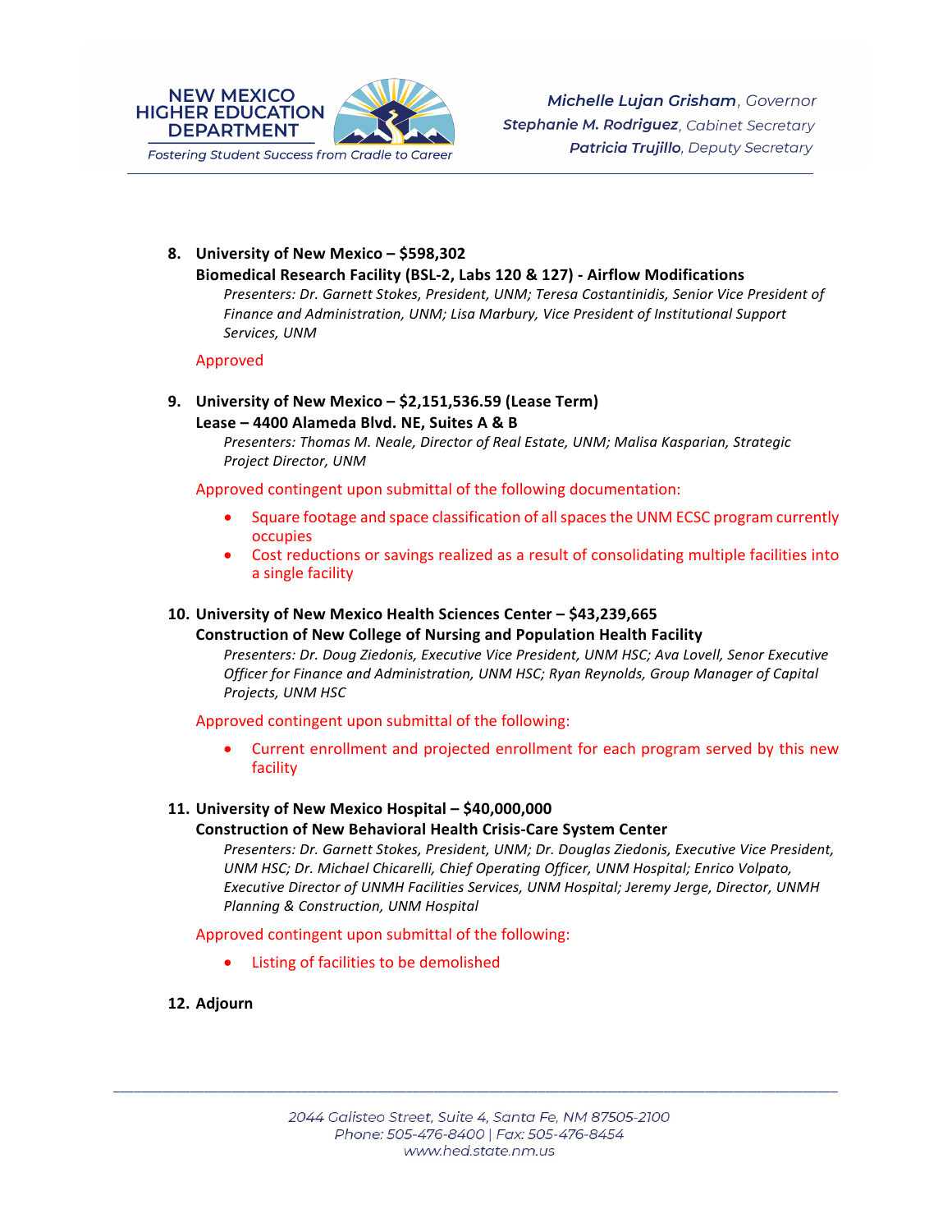8. **University of New Mexico – $598,302**
   **Biomedical Research Facility (BSL-2, Labs 120 & 127) - Airflow Modifications**
   *Presenters: Dr. Garnett Stokes, President, UNM; Teresa Costantinidis, Senior Vice President of Finance and Administration, UNM; Lisa Marbury, Vice President of Institutional Support Services, UNM*

   Approved

9. **University of New Mexico – $2,151,536.59 (Lease Term)**
   **Lease – 4400 Alameda Blvd. NE, Suites A & B**
   *Presenters: Thomas M. Neale, Director of Real Estate, UNM; Malisa Kasparian, Strategic Project Director, UNM*

   Approved contingent upon submittal of the following documentation:

   - Square footage and space classification of all spaces the UNM ECSC program currently occupies
   - Cost reductions or savings realized as a result of consolidating multiple facilities into a single facility

10. **University of New Mexico Health Sciences Center – $43,239,665**
    **Construction of New College of Nursing and Population Health Facility**
    *Presenters: Dr. Doug Ziedonis, Executive Vice President, UNM HSC; Ava Lovell, Senor Executive Officer for Finance and Administration, UNM HSC; Ryan Reynolds, Group Manager of Capital Projects, UNM HSC*

    Approved contingent upon submittal of the following:

    - Current enrollment and projected enrollment for each program served by this new facility

11. **University of New Mexico Hospital – $40,000,000**
    **Construction of New Behavioral Health Crisis-Care System Center**
    *Presenters: Dr. Garnett Stokes, President, UNM; Dr. Douglas Ziedonis, Executive Vice President, UNM HSC; Dr. Michael Chicarelli, Chief Operating Officer, UNM Hospital; Enrico Volpato, Executive Director of UNMH Facilities Services, UNM Hospital; Jeremy Jerge, Director, UNMH Planning & Construction, UNM Hospital*

    Approved contingent upon submittal of the following:

    - Listing of facilities to be demolished

12. **Adjourn**